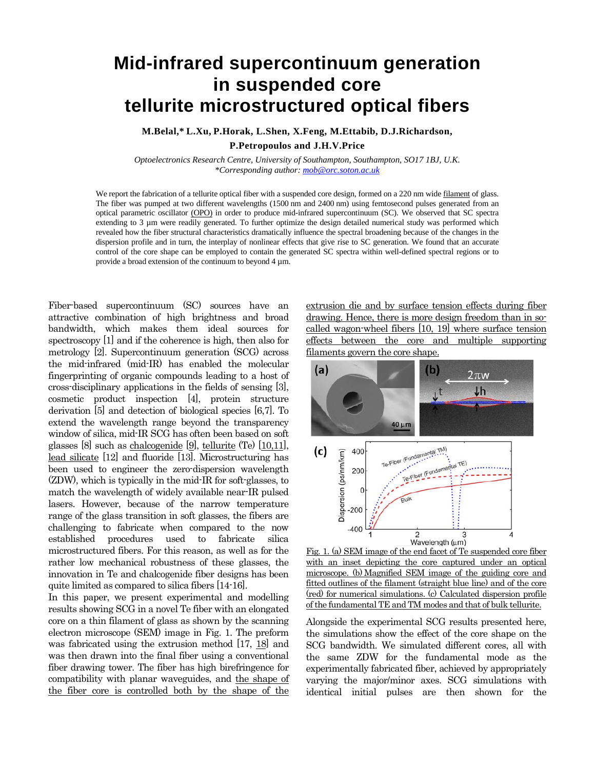# Mid-infrared supercontinuum generation in suspended core tellurite microstructured optical fibers

**M.Belal,\* L.Xu, P.Horak, L.Shen, X.Feng, M.Ettabib, D.J.Richardson, P.Petropoulos and J.H.V.Price**

*Optoelectronics Research Centre, University of Southampton, Southampton, SO17 1BJ, U.K.*
*\*Corresponding author: mob@orc.soton.ac.uk*

We report the fabrication of a tellurite optical fiber with a suspended core design, formed on a 220 nm wide filament of glass. The fiber was pumped at two different wavelengths (1500 nm and 2400 nm) using femtosecond pulses generated from an optical parametric oscillator (OPO) in order to produce mid-infrared supercontinuum (SC). We observed that SC spectra extending to 3 µm were readily generated. To further optimize the design detailed numerical study was performed which revealed how the fiber structural characteristics dramatically influence the spectral broadening because of the changes in the dispersion profile and in turn, the interplay of nonlinear effects that give rise to SC generation. We found that an accurate control of the core shape can be employed to contain the generated SC spectra within well-defined spectral regions or to provide a broad extension of the continuum to beyond 4 µm.

Fiber-based supercontinuum (SC) sources have an attractive combination of high brightness and broad bandwidth, which makes them ideal sources for spectroscopy [1] and if the coherence is high, then also for metrology [2]. Supercontinuum generation (SCG) across the mid-infrared (mid-IR) has enabled the molecular fingerprinting of organic compounds leading to a host of cross-disciplinary applications in the fields of sensing [3], cosmetic product inspection [4], protein structure derivation [5] and detection of biological species [6,7]. To extend the wavelength range beyond the transparency window of silica, mid-IR SCG has often been based on soft glasses [8] such as chalcogenide [9], tellurite (Te) [10,11], lead silicate [12] and fluoride [13]. Microstructuring has been used to engineer the zero-dispersion wavelength (ZDW), which is typically in the mid-IR for soft-glasses, to match the wavelength of widely available near-IR pulsed lasers. However, because of the narrow temperature range of the glass transition in soft glasses, the fibers are challenging to fabricate when compared to the now established procedures used to fabricate silica microstructured fibers. For this reason, as well as for the rather low mechanical robustness of these glasses, the innovation in Te and chalcogenide fiber designs has been quite limited as compared to silica fibers [14-16].

In this paper, we present experimental and modelling results showing SCG in a novel Te fiber with an elongated core on a thin filament of glass as shown by the scanning electron microscope (SEM) image in Fig. 1. The preform was fabricated using the extrusion method [17, 18] and was then drawn into the final fiber using a conventional fiber drawing tower. The fiber has high birefringence for compatibility with planar waveguides, and the shape of the fiber core is controlled both by the shape of the extrusion die and by surface tension effects during fiber drawing. Hence, there is more design freedom than in so-called wagon-wheel fibers [10, 19] where surface tension effects between the core and multiple supporting filaments govern the core shape.

Fig. 1. (a) SEM image of the end facet of Te suspended core fiber with an inset depicting the core captured under an optical microscope. (b) Magnified SEM image of the guiding core and fitted outlines of the filament (straight blue line) and of the core (red) for numerical simulations. (c) Calculated dispersion profile of the fundamental TE and TM modes and that of bulk tellurite.

Alongside the experimental SCG results presented here, the simulations show the effect of the core shape on the SCG bandwidth. We simulated different cores, all with the same ZDW for the fundamental mode as the experimentally fabricated fiber, achieved by appropriately varying the major/minor axes. SCG simulations with identical initial pulses are then shown for the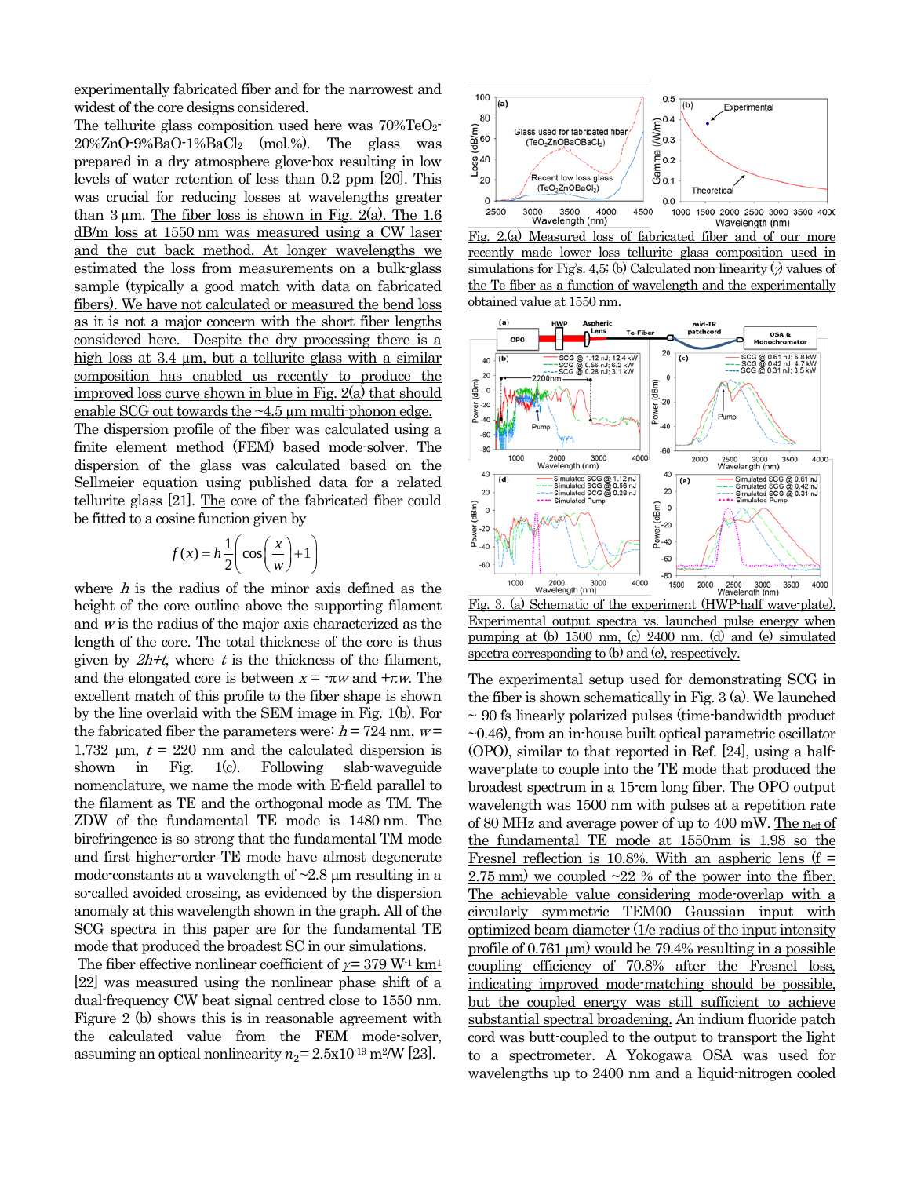experimentally fabricated fiber and for the narrowest and widest of the core designs considered.

The tellurite glass composition used here was 70%$TeO_2$-20%ZnO-9%BaO-1%$BaCl_2$ (mol.%). The glass was prepared in a dry atmosphere glove-box resulting in low levels of water retention of less than 0.2 ppm [20]. This was crucial for reducing losses at wavelengths greater than 3 μm. The fiber loss is shown in Fig. 2(a). The 1.6 dB/m loss at 1550 nm was measured using a CW laser and the cut back method. At longer wavelengths we estimated the loss from measurements on a bulk-glass sample (typically a good match with data on fabricated fibers). We have not calculated or measured the bend loss as it is not a major concern with the short fiber lengths considered here. Despite the dry processing there is a high loss at 3.4 μm, but a tellurite glass with a similar composition has enabled us recently to produce the improved loss curve shown in blue in Fig. 2(a) that should enable SCG out towards the ~4.5 μm multi-phonon edge.

The dispersion profile of the fiber was calculated using a finite element method (FEM) based mode-solver. The dispersion of the glass was calculated based on the Sellmeier equation using published data for a related tellurite glass [21]. The core of the fabricated fiber could be fitted to a cosine function given by

$$f(x) = h\frac{1}{2}\left(\cos\left(\frac{x}{w}\right)+1\right)$$

where $h$ is the radius of the minor axis defined as the height of the core outline above the supporting filament and $w$ is the radius of the major axis characterized as the length of the core. The total thickness of the core is thus given by $2h+t$, where $t$ is the thickness of the filament, and the elongated core is between $x = -\pi w$ and $+\pi w$. The excellent match of this profile to the fiber shape is shown by the line overlaid with the SEM image in Fig. 1(b). For the fabricated fiber the parameters were: $h = 724$ nm, $w = 1.732$ μm, $t = 220$ nm and the calculated dispersion is shown in Fig. 1(c). Following slab-waveguide nomenclature, we name the mode with E-field parallel to the filament as TE and the orthogonal mode as TM. The ZDW of the fundamental TE mode is 1480 nm. The birefringence is so strong that the fundamental TM mode and first higher-order TE mode have almost degenerate mode-constants at a wavelength of ~2.8 μm resulting in a so-called avoided crossing, as evidenced by the dispersion anomaly at this wavelength shown in the graph. All of the SCG spectra in this paper are for the fundamental TE mode that produced the broadest SC in our simulations.

The fiber effective nonlinear coefficient of $\gamma = 379$ $W^{-1}$ $km^{-1}$ [22] was measured using the nonlinear phase shift of a dual-frequency CW beat signal centred close to 1550 nm. Figure 2 (b) shows this is in reasonable agreement with the calculated value from the FEM mode-solver, assuming an optical nonlinearity $n_2 = 2.5\times10^{-19}$ $m^2$/W [23].

Fig. 2.(a) Measured loss of fabricated fiber and of our more recently made lower loss tellurite glass composition used in simulations for Fig's. 4,5; (b) Calculated non-linearity ($\gamma$) values of the Te fiber as a function of wavelength and the experimentally obtained value at 1550 nm.

Fig. 3. (a) Schematic of the experiment (HWP-half wave-plate). Experimental output spectra vs. launched pulse energy when pumping at (b) 1500 nm, (c) 2400 nm. (d) and (e) simulated spectra corresponding to (b) and (c), respectively.

The experimental setup used for demonstrating SCG in the fiber is shown schematically in Fig. 3 (a). We launched ~ 90 fs linearly polarized pulses (time-bandwidth product ~0.46), from an in-house built optical parametric oscillator (OPO), similar to that reported in Ref. [24], using a half-wave-plate to couple into the TE mode that produced the broadest spectrum in a 15-cm long fiber. The OPO output wavelength was 1500 nm with pulses at a repetition rate of 80 MHz and average power of up to 400 mW. The $n_{eff}$ of the fundamental TE mode at 1550nm is 1.98 so the Fresnel reflection is 10.8%. With an aspheric lens (f = 2.75 mm) we coupled ~22 % of the power into the fiber. The achievable value considering mode-overlap with a circularly symmetric TEM00 Gaussian input with optimized beam diameter (1/e radius of the input intensity profile of 0.761 μm) would be 79.4% resulting in a possible coupling efficiency of 70.8% after the Fresnel loss, indicating improved mode-matching should be possible, but the coupled energy was still sufficient to achieve substantial spectral broadening. An indium fluoride patch cord was butt-coupled to the output to transport the light to a spectrometer. A Yokogawa OSA was used for wavelengths up to 2400 nm and a liquid-nitrogen cooled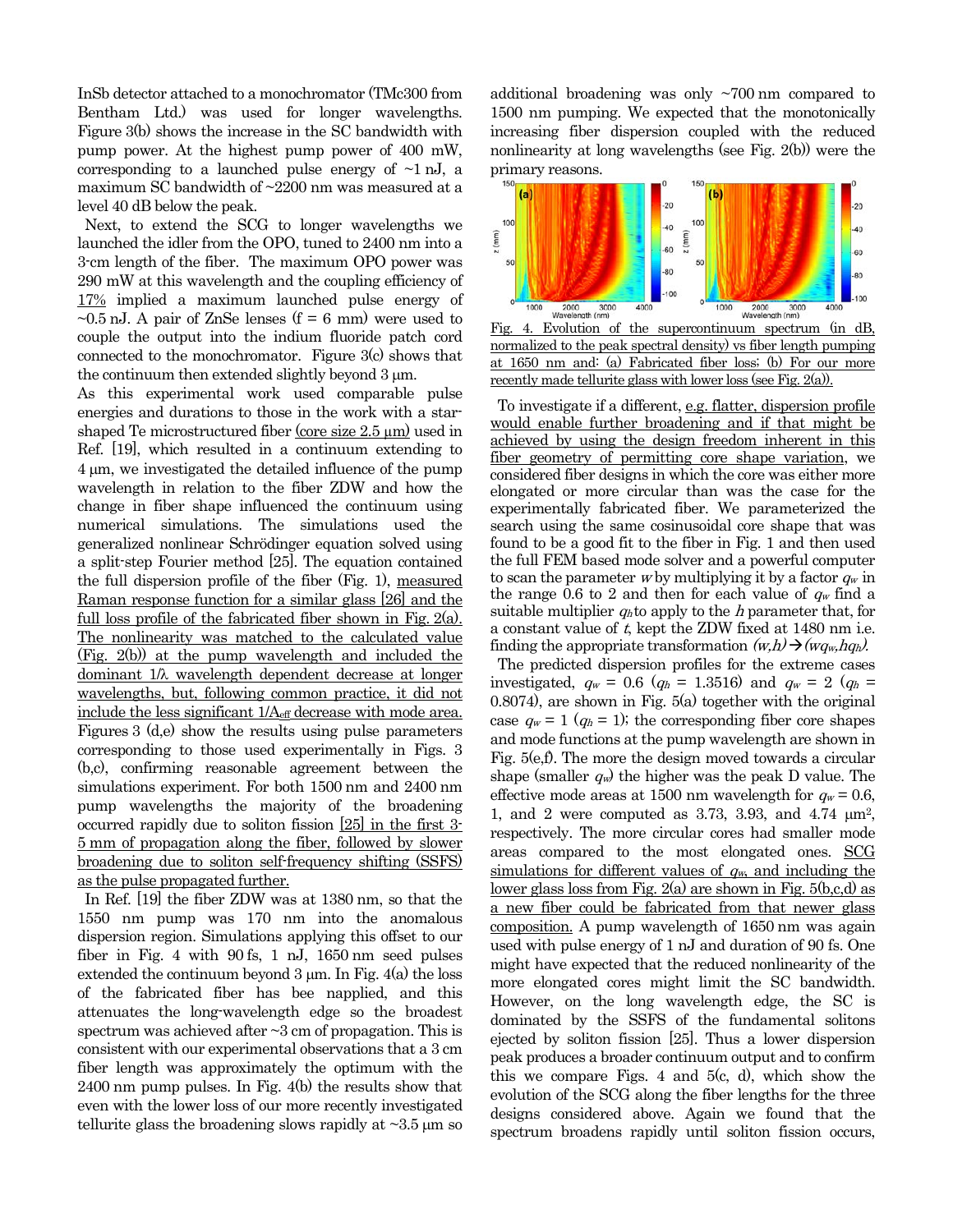InSb detector attached to a monochromator (TMc300 from Bentham Ltd.) was used for longer wavelengths. Figure 3(b) shows the increase in the SC bandwidth with pump power. At the highest pump power of 400 mW, corresponding to a launched pulse energy of ~1 nJ, a maximum SC bandwidth of ~2200 nm was measured at a level 40 dB below the peak.

Next, to extend the SCG to longer wavelengths we launched the idler from the OPO, tuned to 2400 nm into a 3-cm length of the fiber. The maximum OPO power was 290 mW at this wavelength and the coupling efficiency of 17% implied a maximum launched pulse energy of ~0.5 nJ. A pair of ZnSe lenses (f = 6 mm) were used to couple the output into the indium fluoride patch cord connected to the monochromator. Figure 3(c) shows that the continuum then extended slightly beyond 3 µm.

As this experimental work used comparable pulse energies and durations to those in the work with a star-shaped Te microstructured fiber (core size 2.5 µm) used in Ref. [19], which resulted in a continuum extending to 4 µm, we investigated the detailed influence of the pump wavelength in relation to the fiber ZDW and how the change in fiber shape influenced the continuum using numerical simulations. The simulations used the generalized nonlinear Schrödinger equation solved using a split-step Fourier method [25]. The equation contained the full dispersion profile of the fiber (Fig. 1), measured Raman response function for a similar glass [26] and the full loss profile of the fabricated fiber shown in Fig. 2(a). The nonlinearity was matched to the calculated value (Fig. 2(b)) at the pump wavelength and included the dominant $1/\lambda$ wavelength dependent decrease at longer wavelengths, but, following common practice, it did not include the less significant $1/A_{eff}$ decrease with mode area. Figures 3 (d,e) show the results using pulse parameters corresponding to those used experimentally in Figs. 3 (b,c), confirming reasonable agreement between the simulations experiment. For both 1500 nm and 2400 nm pump wavelengths the majority of the broadening occurred rapidly due to soliton fission [25] in the first 3-5 mm of propagation along the fiber, followed by slower broadening due to soliton self-frequency shifting (SSFS) as the pulse propagated further.

In Ref. [19] the fiber ZDW was at 1380 nm, so that the 1550 nm pump was 170 nm into the anomalous dispersion region. Simulations applying this offset to our fiber in Fig. 4 with 90 fs, 1 nJ, 1650 nm seed pulses extended the continuum beyond 3 µm. In Fig. 4(a) the loss of the fabricated fiber has bee napplied, and this attenuates the long-wavelength edge so the broadest spectrum was achieved after ~3 cm of propagation. This is consistent with our experimental observations that a 3 cm fiber length was approximately the optimum with the 2400 nm pump pulses. In Fig. 4(b) the results show that even with the lower loss of our more recently investigated tellurite glass the broadening slows rapidly at ~3.5 µm so additional broadening was only ~700 nm compared to 1500 nm pumping. We expected that the monotonically increasing fiber dispersion coupled with the reduced nonlinearity at long wavelengths (see Fig. 2(b)) were the primary reasons.

Fig. 4. Evolution of the supercontinuum spectrum (in dB, normalized to the peak spectral density) vs fiber length pumping at 1650 nm and: (a) Fabricated fiber loss; (b) For our more recently made tellurite glass with lower loss (see Fig. 2(a)).

To investigate if a different, e.g. flatter, dispersion profile would enable further broadening and if that might be achieved by using the design freedom inherent in this fiber geometry of permitting core shape variation, we considered fiber designs in which the core was either more elongated or more circular than was the case for the experimentally fabricated fiber. We parameterized the search using the same cosinusoidal core shape that was found to be a good fit to the fiber in Fig. 1 and then used the full FEM based mode solver and a powerful computer to scan the parameter $w$ by multiplying it by a factor $q_w$ in the range 0.6 to 2 and then for each value of $q_w$ find a suitable multiplier $q_h$ to apply to the $h$ parameter that, for a constant value of $t$, kept the ZDW fixed at 1480 nm i.e. finding the appropriate transformation $(w,h) \rightarrow (wq_w, hq_h)$.

The predicted dispersion profiles for the extreme cases investigated, $q_w = 0.6$ ($q_h = 1.3516$) and $q_w = 2$ ($q_h = 0.8074$), are shown in Fig. 5(a) together with the original case $q_w = 1$ ($q_h = 1$); the corresponding fiber core shapes and mode functions at the pump wavelength are shown in Fig. 5(e,f). The more the design moved towards a circular shape (smaller $q_w$) the higher was the peak D value. The effective mode areas at 1500 nm wavelength for $q_w = 0.6$, 1, and 2 were computed as 3.73, 3.93, and 4.74 µm$^2$, respectively. The more circular cores had smaller mode areas compared to the most elongated ones. SCG simulations for different values of $q_w$, and including the lower glass loss from Fig. 2(a) are shown in Fig. 5(b,c,d) as a new fiber could be fabricated from that newer glass composition. A pump wavelength of 1650 nm was again used with pulse energy of 1 nJ and duration of 90 fs. One might have expected that the reduced nonlinearity of the more elongated cores might limit the SC bandwidth. However, on the long wavelength edge, the SC is dominated by the SSFS of the fundamental solitons ejected by soliton fission [25]. Thus a lower dispersion peak produces a broader continuum output and to confirm this we compare Figs. 4 and 5(c, d), which show the evolution of the SCG along the fiber lengths for the three designs considered above. Again we found that the spectrum broadens rapidly until soliton fission occurs,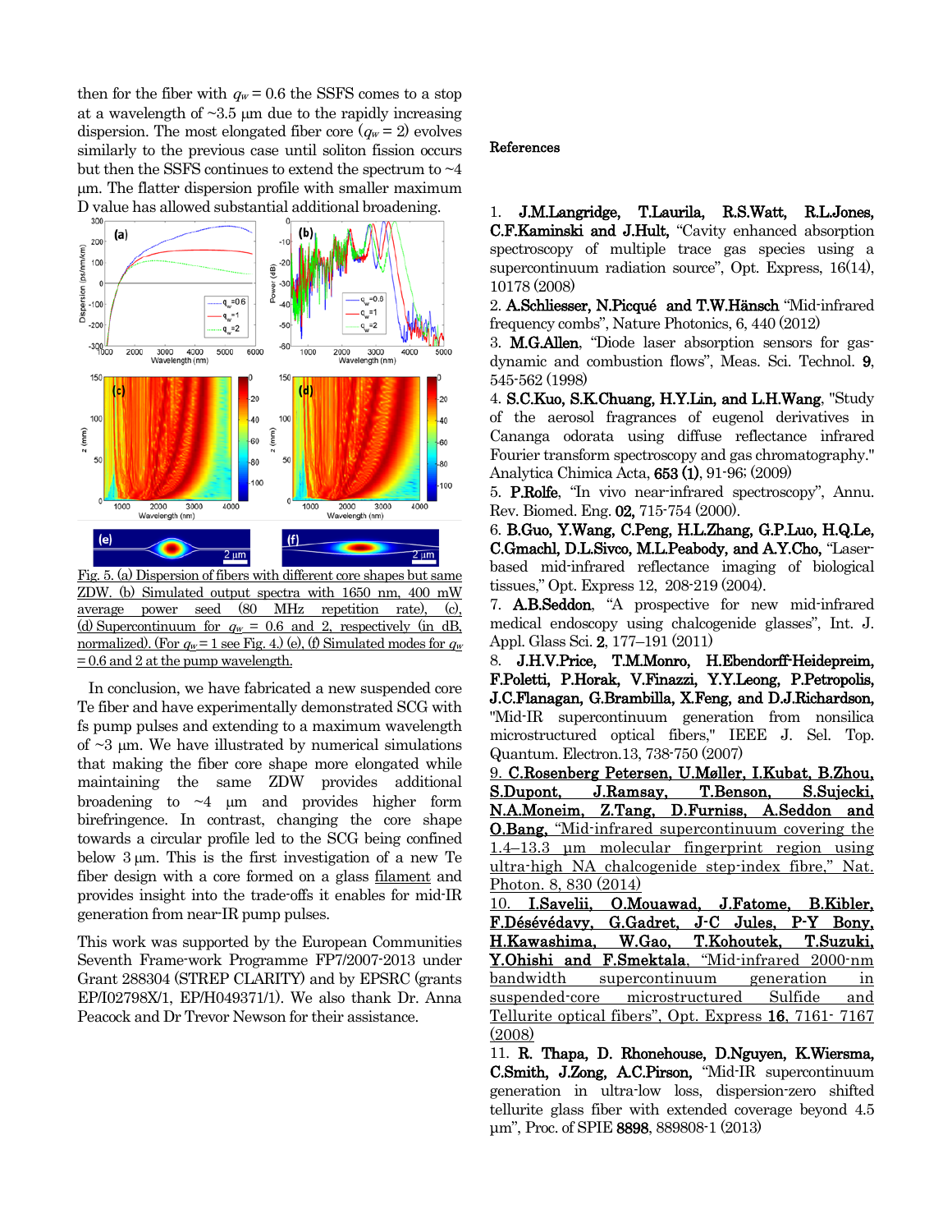then for the fiber with $q_w = 0.6$ the SSFS comes to a stop at a wavelength of ~3.5 μm due to the rapidly increasing dispersion. The most elongated fiber core ($q_w = 2$) evolves similarly to the previous case until soliton fission occurs but then the SSFS continues to extend the spectrum to ~4 μm. The flatter dispersion profile with smaller maximum D value has allowed substantial additional broadening.

Fig. 5. (a) Dispersion of fibers with different core shapes but same ZDW. (b) Simulated output spectra with 1650 nm, 400 mW average power seed (80 MHz repetition rate), (c), (d) Supercontinuum for $q_w = 0.6$ and 2, respectively (in dB, normalized). (For $q_w = 1$ see Fig. 4.) (e), (f) Simulated modes for $q_w = 0.6$ and 2 at the pump wavelength.

In conclusion, we have fabricated a new suspended core Te fiber and have experimentally demonstrated SCG with fs pump pulses and extending to a maximum wavelength of ~3 μm. We have illustrated by numerical simulations that making the fiber core shape more elongated while maintaining the same ZDW provides additional broadening to ~4 μm and provides higher form birefringence. In contrast, changing the core shape towards a circular profile led to the SCG being confined below 3 μm. This is the first investigation of a new Te fiber design with a core formed on a glass filament and provides insight into the trade-offs it enables for mid-IR generation from near-IR pump pulses.

This work was supported by the European Communities Seventh Frame-work Programme FP7/2007-2013 under Grant 288304 (STREP CLARITY) and by EPSRC (grants EP/I02798X/1, EP/H049371/1). We also thank Dr. Anna Peacock and Dr Trevor Newson for their assistance.

## References

1. **J.M.Langridge, T.Laurila, R.S.Watt, R.L.Jones, C.F.Kaminski and J.Hult,** "Cavity enhanced absorption spectroscopy of multiple trace gas species using a supercontinuum radiation source", Opt. Express, 16(14), 10178 (2008)
2. **A.Schliesser, N.Picqué and T.W.Hänsch** "Mid-infrared frequency combs", Nature Photonics, 6, 440 (2012)
3. **M.G.Allen**, "Diode laser absorption sensors for gas-dynamic and combustion flows", Meas. Sci. Technol. **9**, 545-562 (1998)
4. **S.C.Kuo, S.K.Chuang, H.Y.Lin, and L.H.Wang**, "Study of the aerosol fragrances of eugenol derivatives in Cananga odorata using diffuse reflectance infrared Fourier transform spectroscopy and gas chromatography." Analytica Chimica Acta, **653 (1)**, 91-96; (2009)
5. **P.Rolfe**, "In vivo near-infrared spectroscopy", Annu. Rev. Biomed. Eng. **02,** 715-754 (2000).
6. **B.Guo, Y.Wang, C.Peng, H.L.Zhang, G.P.Luo, H.Q.Le, C.Gmachl, D.L.Sivco, M.L.Peabody, and A.Y.Cho,** "Laser-based mid-infrared reflectance imaging of biological tissues," Opt. Express 12, 208-219 (2004).
7. **A.B.Seddon**, "A prospective for new mid-infrared medical endoscopy using chalcogenide glasses", Int. J. Appl. Glass Sci. **2**, 177–191 (2011)
8. **J.H.V.Price, T.M.Monro, H.Ebendorff-Heidepreim, F.Poletti, P.Horak, V.Finazzi, Y.Y.Leong, P.Petropolis, J.C.Flanagan, G.Brambilla, X.Feng, and D.J.Richardson,** "Mid-IR supercontinuum generation from nonsilica microstructured optical fibers," IEEE J. Sel. Top. Quantum. Electron.13, 738-750 (2007)
9. **C.Rosenberg Petersen, U.Møller, I.Kubat, B.Zhou, S.Dupont, J.Ramsay, T.Benson, S.Sujecki, N.A.Moneim, Z.Tang, D.Furniss, A.Seddon and O.Bang,** "Mid-infrared supercontinuum covering the 1.4–13.3 μm molecular fingerprint region using ultra-high NA chalcogenide step-index fibre," Nat. Photon. 8, 830 (2014)
10. **I.Savelii, O.Mouawad, J.Fatome, B.Kibler, F.Désévédavy, G.Gadret, J-C Jules, P-Y Bony, H.Kawashima, W.Gao, T.Kohoutek, T.Suzuki, Y.Ohishi and F.Smektala**, "Mid-infrared 2000-nm bandwidth supercontinuum generation in suspended-core microstructured Sulfide and Tellurite optical fibers", Opt. Express **16**, 7161- 7167 (2008)
11. **R. Thapa, D. Rhonehouse, D.Nguyen, K.Wiersma, C.Smith, J.Zong, A.C.Pirson,** "Mid-IR supercontinuum generation in ultra-low loss, dispersion-zero shifted tellurite glass fiber with extended coverage beyond 4.5 μm", Proc. of SPIE **8898**, 889808-1 (2013)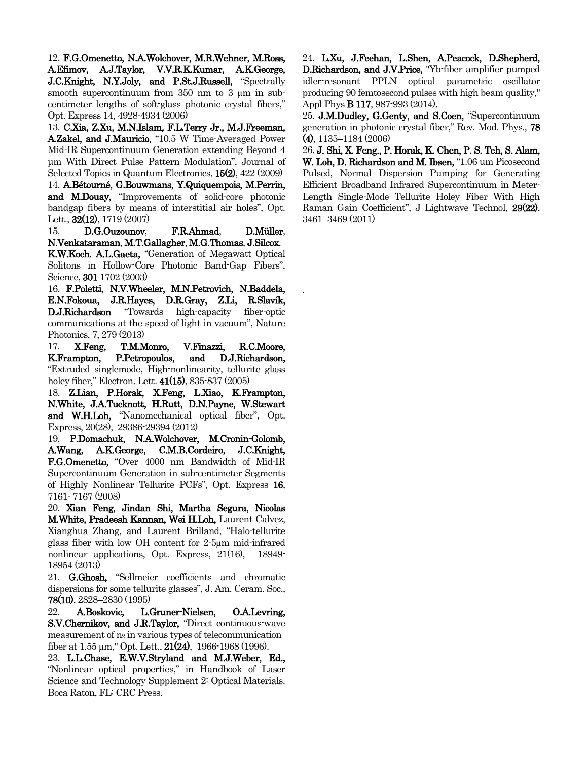12. **F.G.Omenetto, N.A.Wolchover, M.R.Wehner, M.Ross, A.Efimov, A.J.Taylor, V.V.R.K.Kumar, A.K.George, J.C.Knight, N.Y.Joly, and P.St.J.Russell,** "Spectrally smooth supercontinuum from 350 nm to 3 µm in sub-centimeter lengths of soft-glass photonic crystal fibers," Opt. Express 14, 4928-4934 (2006)

13. **C.Xia, Z.Xu, M.N.Islam, F.L.Terry Jr., M.J.Freeman, A.Zakel, and J.Mauricio,** "10.5 W Time-Averaged Power Mid-IR Supercontinuum Generation extending Beyond 4 µm With Direct Pulse Pattern Modulation", Journal of Selected Topics in Quantum Electronics, **15(2)**, 422 (2009)

14. **A.Bétourné, G.Bouwmans, Y.Quiquempois, M.Perrin, and M.Douay,** "Improvements of solid-core photonic bandgap fibers by means of interstitial air holes", Opt. Lett., **32(12)**, 1719 (2007)

15. **D.G.Ouzounov**, **F.R.Ahmad**, **D.Müller**, **N.Venkataraman**, **M.T.Gallagher**, **M.G.Thomas**, **J.Silcox**, **K.W.Koch**, **A.L.Gaeta,** "Generation of Megawatt Optical Solitons in Hollow-Core Photonic Band-Gap Fibers", Science, **301** 1702 (2003)

16. **F.Poletti, N.V.Wheeler, M.N.Petrovich, N.Baddela, E.N.Fokoua, J.R.Hayes, D.R.Gray, Z.Li, R.Slavík, D.J.Richardson** "Towards high-capacity fiber-optic communications at the speed of light in vacuum", Nature Photonics, 7, 279 (2013)

17. **X.Feng, T.M.Monro, V.Finazzi, R.C.Moore, K.Frampton, P.Petropoulos, and D.J.Richardson,** "Extruded singlemode, High-nonlinearity, tellurite glass holey fiber," Electron. Lett. **41(15)**, 835-837 (2005)

18. **Z.Lian, P.Horak, X.Feng, L.Xiao, K.Frampton, N.White, J.A.Tucknott, H.Rutt, D.N.Payne, W.Stewart and W.H.Loh,** "Nanomechanical optical fiber", Opt. Express, 20(28), 29386-29394 (2012)

19. **P.Domachuk, N.A.Wolchover, M.Cronin-Golomb, A.Wang, A.K.George, C.M.B.Cordeiro, J.C.Knight, F.G.Omenetto,** "Over 4000 nm Bandwidth of Mid-IR Supercontinuum Generation in sub-centimeter Segments of Highly Nonlinear Tellurite PCFs", Opt. Express **16**, 7161- 7167 (2008)

20. **Xian Feng, Jindan Shi, Martha Segura, Nicolas M.White, Pradeesh Kannan, Wei H.Loh,** Laurent Calvez, Xianghua Zhang, and Laurent Brilland, "Halo-tellurite glass fiber with low OH content for 2-5µm mid-infrared nonlinear applications, Opt. Express, 21(16), 18949-18954 (2013)

21. **G.Ghosh,** "Sellmeier coefficients and chromatic dispersions for some tellurite glasses", J. Am. Ceram. Soc., **78(10)**, 2828–2830 (1995)

22. **A.Boskovic, L.Gruner-Nielsen, O.A.Levring, S.V.Chernikov, and J.R.Taylor,** "Direct continuous-wave measurement of $n_2$ in various types of telecommunication fiber at 1.55 µm," Opt. Lett., **21(24)**, 1966-1968 (1996).

23. **L.L.Chase, E.W.V.Stryland and M.J.Weber, Ed.,** "Nonlinear optical properties," in Handbook of Laser Science and Technology Supplement 2: Optical Materials. Boca Raton, FL: CRC Press.

24. **L.Xu, J.Feehan, L.Shen, A.Peacock, D.Shepherd, D.Richardson, and J.V.Price,** "Yb-fiber amplifier pumped idler-resonant PPLN optical parametric oscillator producing 90 femtosecond pulses with high beam quality," Appl Phys **B 117**, 987-993 (2014).

25. **J.M.Dudley, G.Genty, and S.Coen,** "Supercontinuum generation in photonic crystal fiber," Rev. Mod. Phys., **78 (4)**, 1135–1184 (2006)

26. **J. Shi, X. Feng., P. Horak, K. Chen, P. S. Teh, S. Alam, W. Loh, D. Richardson and M. Ibsen,** "1.06 um Picosecond Pulsed, Normal Dispersion Pumping for Generating Efficient Broadband Infrared Supercontinuum in Meter-Length Single-Mode Tellurite Holey Fiber With High Raman Gain Coefficient", J Lightwave Technol, **29(22)**, 3461–3469 (2011)